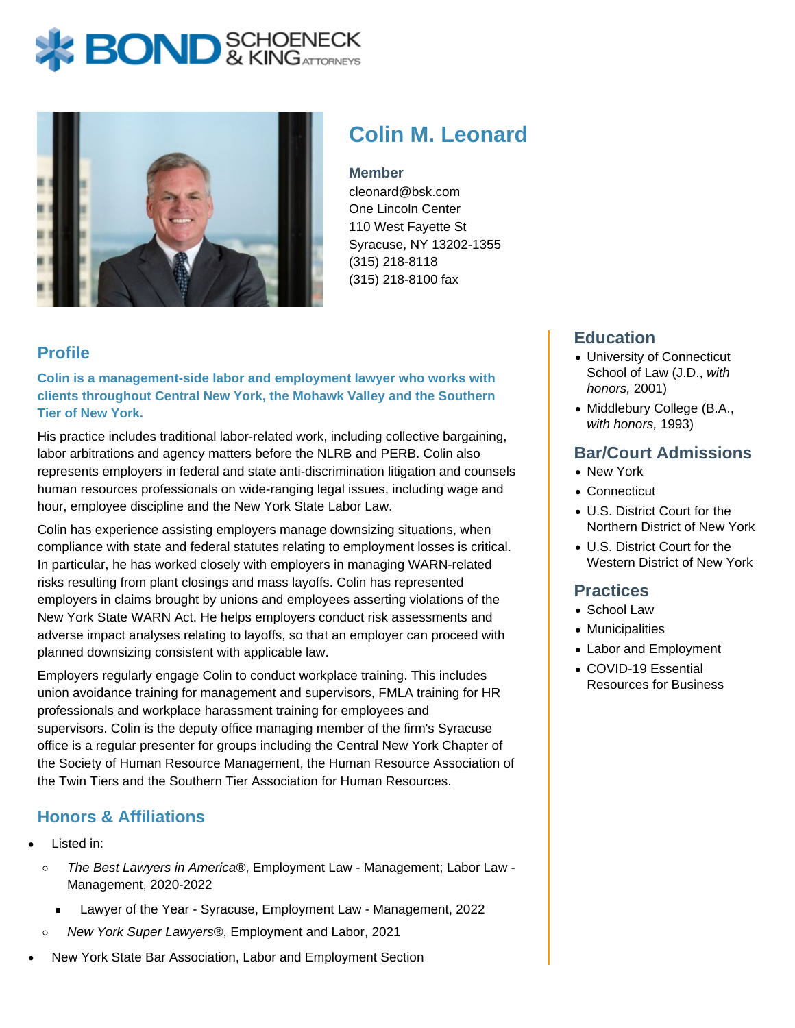# Colin M. Leonard

**Member**

cleonard@bsk.com
One Lincoln Center
110 West Fayette St
Syracuse, NY 13202-1355
(315) 218-8118
(315) 218-8100 fax

## Profile

**Colin is a management-side labor and employment lawyer who works with clients throughout Central New York, the Mohawk Valley and the Southern Tier of New York.**

His practice includes traditional labor-related work, including collective bargaining, labor arbitrations and agency matters before the NLRB and PERB. Colin also represents employers in federal and state anti-discrimination litigation and counsels human resources professionals on wide-ranging legal issues, including wage and hour, employee discipline and the New York State Labor Law.

Colin has experience assisting employers manage downsizing situations, when compliance with state and federal statutes relating to employment losses is critical. In particular, he has worked closely with employers in managing WARN-related risks resulting from plant closings and mass layoffs. Colin has represented employers in claims brought by unions and employees asserting violations of the New York State WARN Act. He helps employers conduct risk assessments and adverse impact analyses relating to layoffs, so that an employer can proceed with planned downsizing consistent with applicable law.

Employers regularly engage Colin to conduct workplace training. This includes union avoidance training for management and supervisors, FMLA training for HR professionals and workplace harassment training for employees and supervisors. Colin is the deputy office managing member of the firm's Syracuse office is a regular presenter for groups including the Central New York Chapter of the Society of Human Resource Management, the Human Resource Association of the Twin Tiers and the Southern Tier Association for Human Resources.

## Honors & Affiliations

- Listed in:
  - *The Best Lawyers in America*®, Employment Law - Management; Labor Law - Management, 2020-2022
    - Lawyer of the Year - Syracuse, Employment Law - Management, 2022
  - *New York Super Lawyers*®, Employment and Labor, 2021
- New York State Bar Association, Labor and Employment Section

## Education

- University of Connecticut School of Law (J.D., *with honors,* 2001)
- Middlebury College (B.A., *with honors,* 1993)

## Bar/Court Admissions

- New York
- Connecticut
- U.S. District Court for the Northern District of New York
- U.S. District Court for the Western District of New York

## Practices

- School Law
- Municipalities
- Labor and Employment
- COVID-19 Essential Resources for Business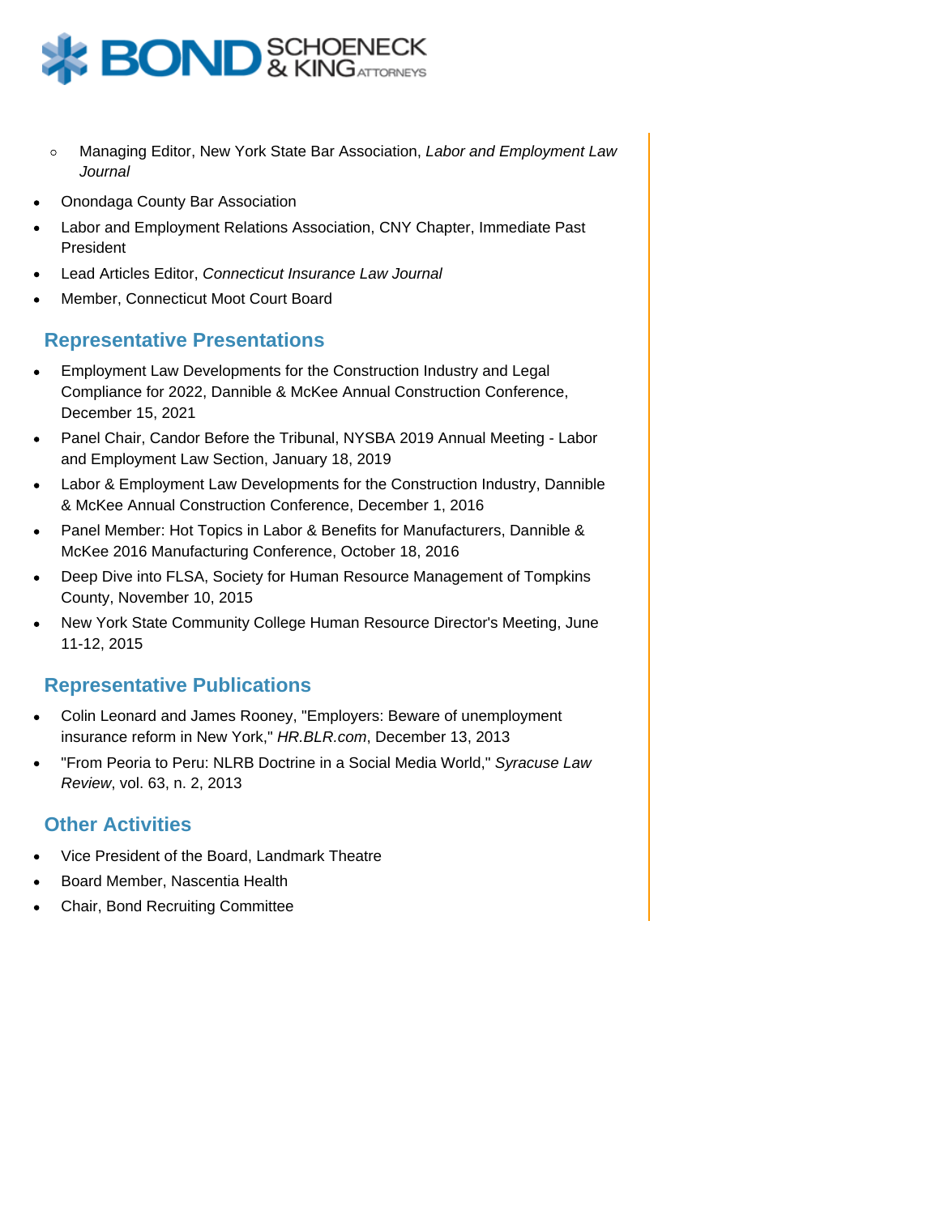- Managing Editor, New York State Bar Association, *Labor and Employment Law Journal*
- Onondaga County Bar Association
- Labor and Employment Relations Association, CNY Chapter, Immediate Past President
- Lead Articles Editor, *Connecticut Insurance Law Journal*
- Member, Connecticut Moot Court Board

## Representative Presentations

- Employment Law Developments for the Construction Industry and Legal Compliance for 2022, Dannible & McKee Annual Construction Conference, December 15, 2021
- Panel Chair, Candor Before the Tribunal, NYSBA 2019 Annual Meeting - Labor and Employment Law Section, January 18, 2019
- Labor & Employment Law Developments for the Construction Industry, Dannible & McKee Annual Construction Conference, December 1, 2016
- Panel Member: Hot Topics in Labor & Benefits for Manufacturers, Dannible & McKee 2016 Manufacturing Conference, October 18, 2016
- Deep Dive into FLSA, Society for Human Resource Management of Tompkins County, November 10, 2015
- New York State Community College Human Resource Director's Meeting, June 11-12, 2015

## Representative Publications

- Colin Leonard and James Rooney, "Employers: Beware of unemployment insurance reform in New York," *HR.BLR.com*, December 13, 2013
- "From Peoria to Peru: NLRB Doctrine in a Social Media World," *Syracuse Law Review*, vol. 63, n. 2, 2013

## Other Activities

- Vice President of the Board, Landmark Theatre
- Board Member, Nascentia Health
- Chair, Bond Recruiting Committee